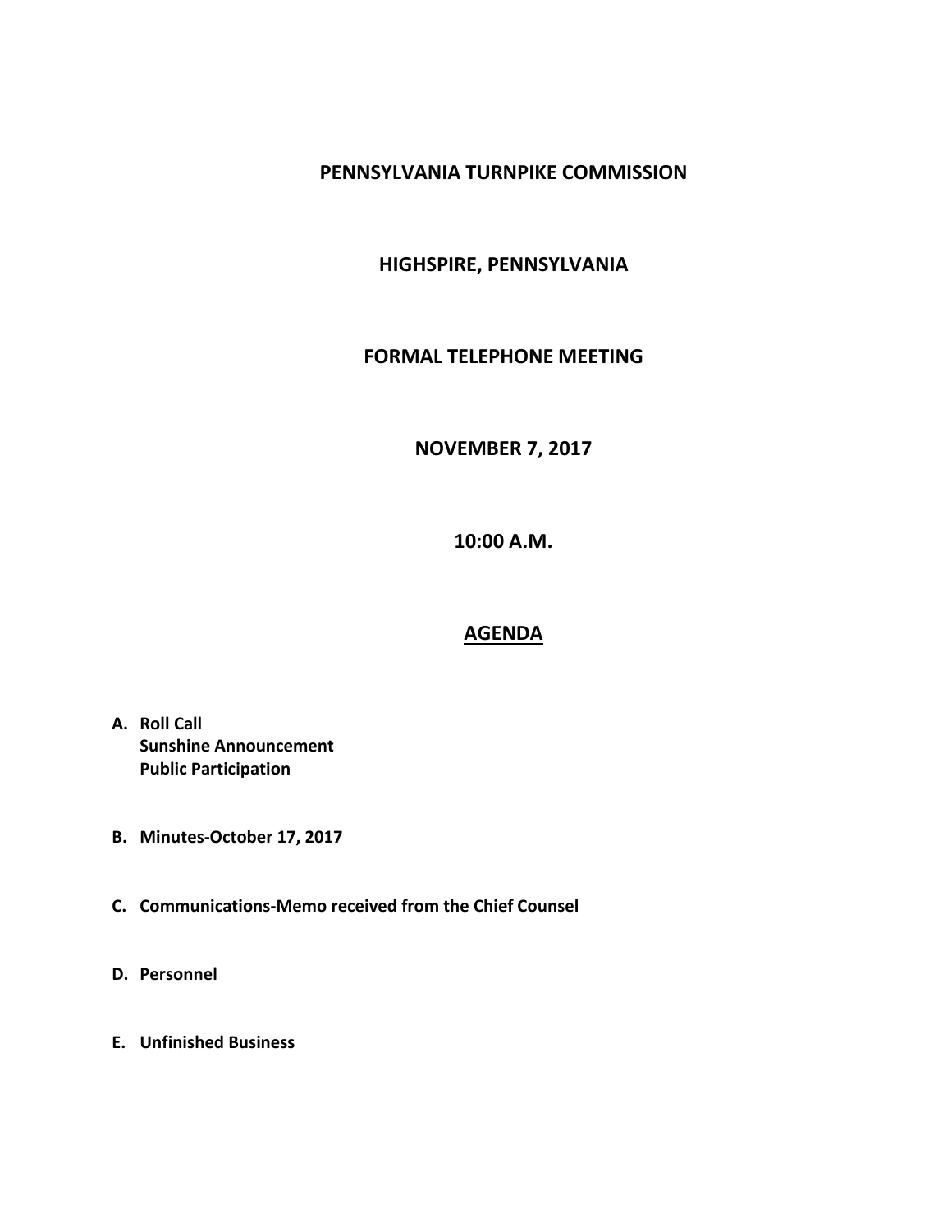# PENNSYLVANIA TURNPIKE COMMISSION

## HIGHSPIRE, PENNSYLVANIA

## FORMAL TELEPHONE MEETING

## NOVEMBER 7, 2017

## 10:00 A.M.

## AGENDA

A. **Roll Call**
   **Sunshine Announcement**
   **Public Participation**

B. **Minutes-October 17, 2017**

C. **Communications-Memo received from the Chief Counsel**

D. **Personnel**

E. **Unfinished Business**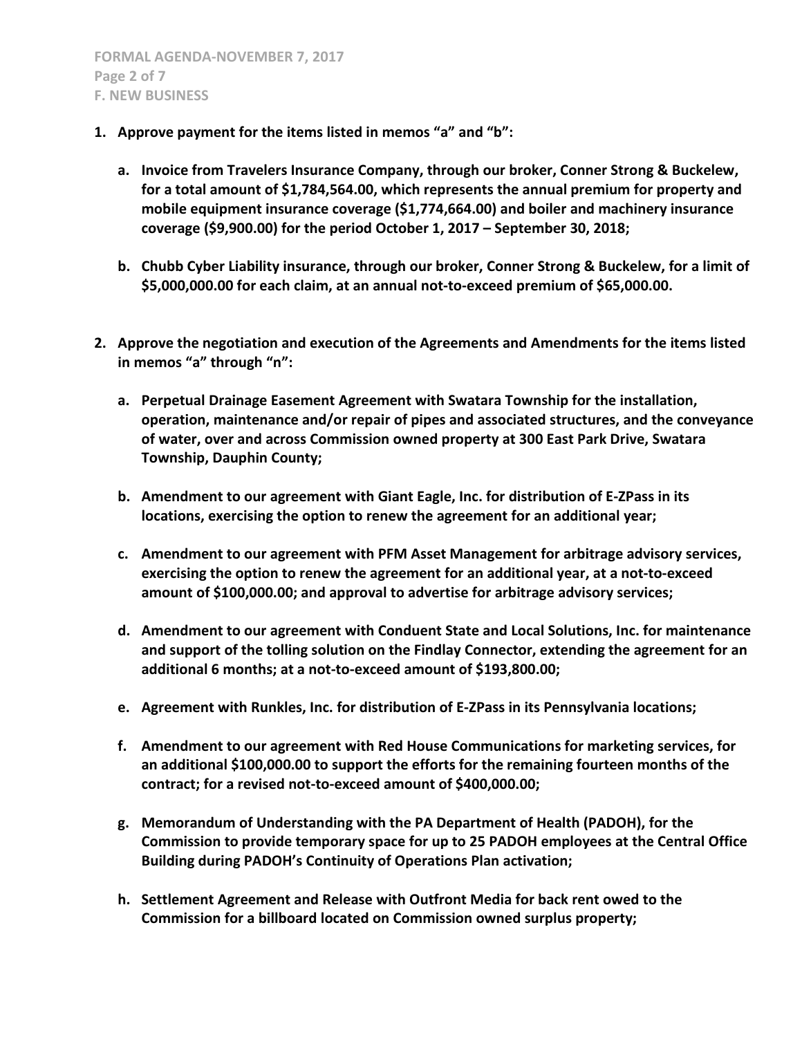**F. NEW BUSINESS**

1. **Approve payment for the items listed in memos “a” and “b”:**

    a. **Invoice from Travelers Insurance Company, through our broker, Conner Strong & Buckelew, for a total amount of $1,784,564.00, which represents the annual premium for property and mobile equipment insurance coverage ($1,774,664.00) and boiler and machinery insurance coverage ($9,900.00) for the period October 1, 2017 – September 30, 2018;**

    b. **Chubb Cyber Liability insurance, through our broker, Conner Strong & Buckelew, for a limit of $5,000,000.00 for each claim, at an annual not-to-exceed premium of $65,000.00.**

2. **Approve the negotiation and execution of the Agreements and Amendments for the items listed in memos “a” through “n”:**

    a. **Perpetual Drainage Easement Agreement with Swatara Township for the installation, operation, maintenance and/or repair of pipes and associated structures, and the conveyance of water, over and across Commission owned property at 300 East Park Drive, Swatara Township, Dauphin County;**

    b. **Amendment to our agreement with Giant Eagle, Inc. for distribution of E-ZPass in its locations, exercising the option to renew the agreement for an additional year;**

    c. **Amendment to our agreement with PFM Asset Management for arbitrage advisory services, exercising the option to renew the agreement for an additional year, at a not-to-exceed amount of $100,000.00; and approval to advertise for arbitrage advisory services;**

    d. **Amendment to our agreement with Conduent State and Local Solutions, Inc. for maintenance and support of the tolling solution on the Findlay Connector, extending the agreement for an additional 6 months; at a not-to-exceed amount of $193,800.00;**

    e. **Agreement with Runkles, Inc. for distribution of E-ZPass in its Pennsylvania locations;**

    f. **Amendment to our agreement with Red House Communications for marketing services, for an additional $100,000.00 to support the efforts for the remaining fourteen months of the contract; for a revised not-to-exceed amount of $400,000.00;**

    g. **Memorandum of Understanding with the PA Department of Health (PADOH), for the Commission to provide temporary space for up to 25 PADOH employees at the Central Office Building during PADOH’s Continuity of Operations Plan activation;**

    h. **Settlement Agreement and Release with Outfront Media for back rent owed to the Commission for a billboard located on Commission owned surplus property;**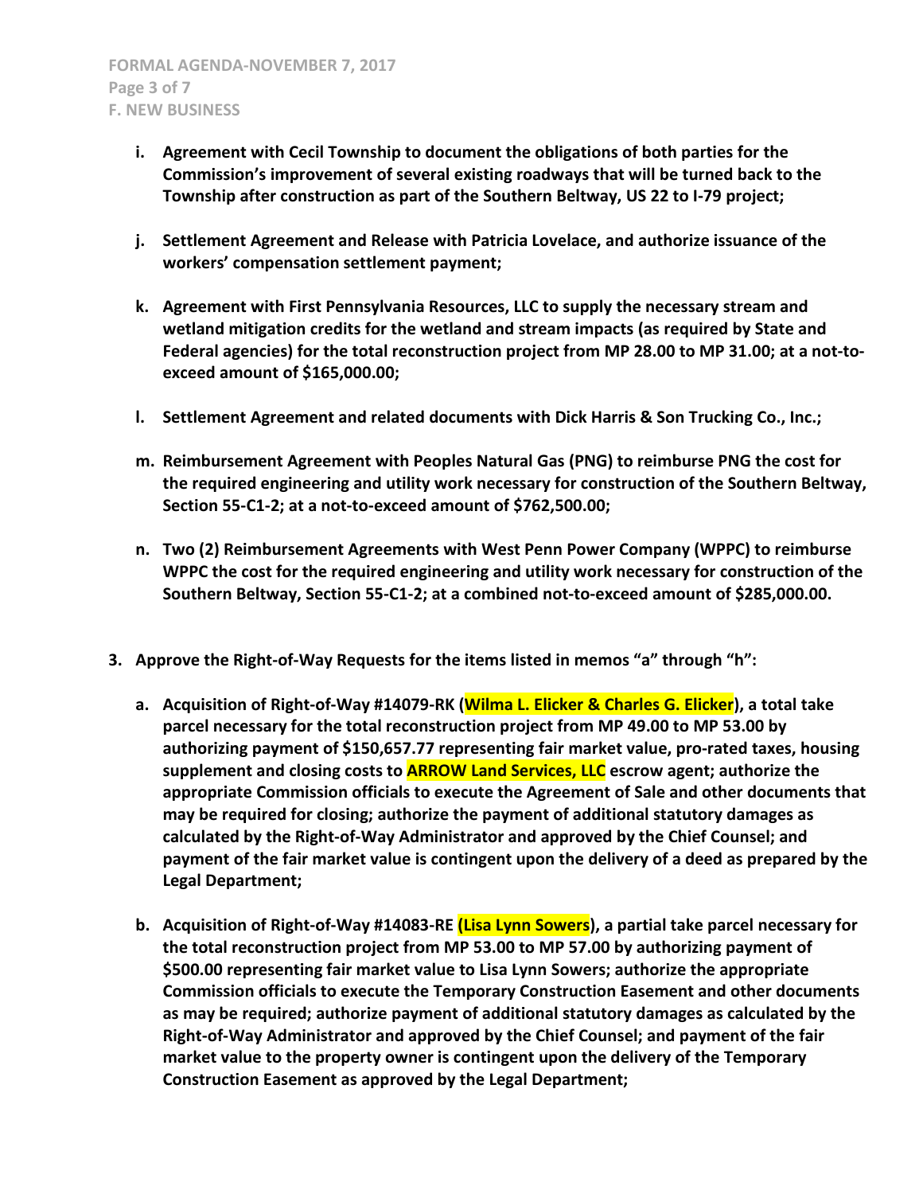**F. NEW BUSINESS**

- **i. Agreement with Cecil Township to document the obligations of both parties for the Commission's improvement of several existing roadways that will be turned back to the Township after construction as part of the Southern Beltway, US 22 to I-79 project;**

- **j. Settlement Agreement and Release with Patricia Lovelace, and authorize issuance of the workers' compensation settlement payment;**

- **k. Agreement with First Pennsylvania Resources, LLC to supply the necessary stream and wetland mitigation credits for the wetland and stream impacts (as required by State and Federal agencies) for the total reconstruction project from MP 28.00 to MP 31.00; at a not-to-exceed amount of $165,000.00;**

- **l. Settlement Agreement and related documents with Dick Harris & Son Trucking Co., Inc.;**

- **m. Reimbursement Agreement with Peoples Natural Gas (PNG) to reimburse PNG the cost for the required engineering and utility work necessary for construction of the Southern Beltway, Section 55-C1-2; at a not-to-exceed amount of $762,500.00;**

- **n. Two (2) Reimbursement Agreements with West Penn Power Company (WPPC) to reimburse WPPC the cost for the required engineering and utility work necessary for construction of the Southern Beltway, Section 55-C1-2; at a combined not-to-exceed amount of $285,000.00.**

**3. Approve the Right-of-Way Requests for the items listed in memos "a" through "h":**

- **a. Acquisition of Right-of-Way #14079-RK (Wilma L. Elicker & Charles G. Elicker), a total take parcel necessary for the total reconstruction project from MP 49.00 to MP 53.00 by authorizing payment of $150,657.77 representing fair market value, pro-rated taxes, housing supplement and closing costs to ARROW Land Services, LLC escrow agent; authorize the appropriate Commission officials to execute the Agreement of Sale and other documents that may be required for closing; authorize the payment of additional statutory damages as calculated by the Right-of-Way Administrator and approved by the Chief Counsel; and payment of the fair market value is contingent upon the delivery of a deed as prepared by the Legal Department;**

- **b. Acquisition of Right-of-Way #14083-RE (Lisa Lynn Sowers), a partial take parcel necessary for the total reconstruction project from MP 53.00 to MP 57.00 by authorizing payment of $500.00 representing fair market value to Lisa Lynn Sowers; authorize the appropriate Commission officials to execute the Temporary Construction Easement and other documents as may be required; authorize payment of additional statutory damages as calculated by the Right-of-Way Administrator and approved by the Chief Counsel; and payment of the fair market value to the property owner is contingent upon the delivery of the Temporary Construction Easement as approved by the Legal Department;**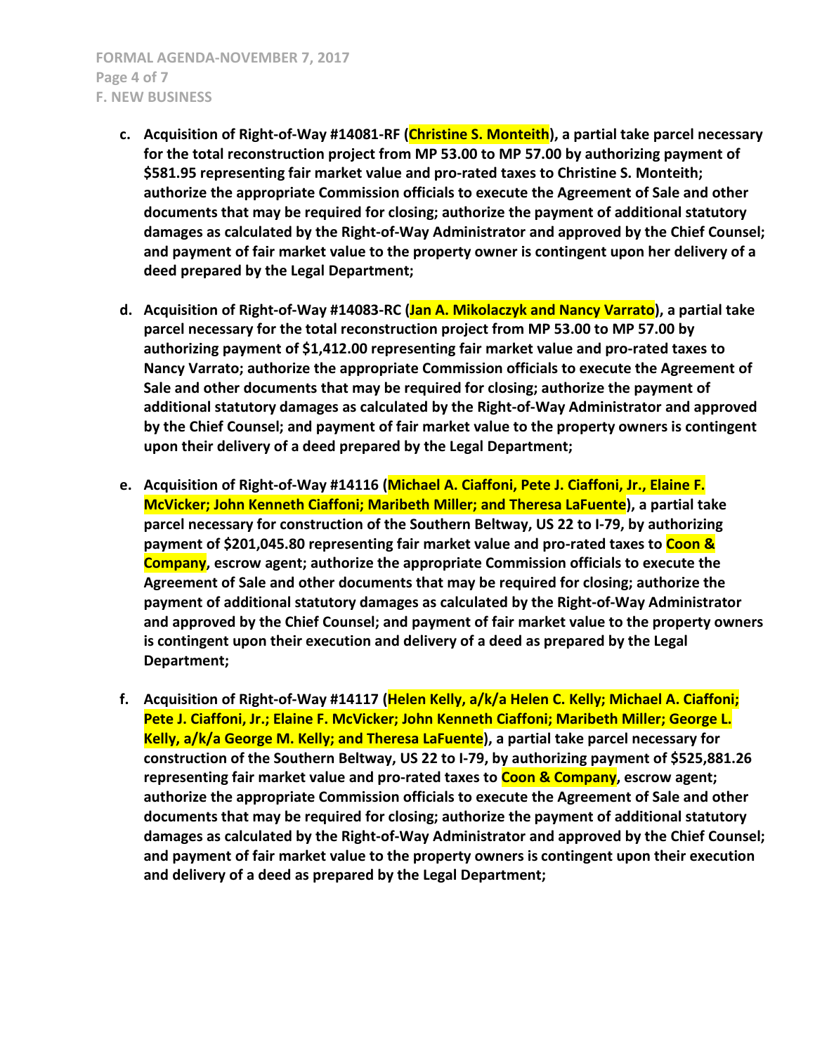**c. Acquisition of Right-of-Way #14081-RF (Christine S. Monteith), a partial take parcel necessary for the total reconstruction project from MP 53.00 to MP 57.00 by authorizing payment of $581.95 representing fair market value and pro-rated taxes to Christine S. Monteith; authorize the appropriate Commission officials to execute the Agreement of Sale and other documents that may be required for closing; authorize the payment of additional statutory damages as calculated by the Right-of-Way Administrator and approved by the Chief Counsel; and payment of fair market value to the property owner is contingent upon her delivery of a deed prepared by the Legal Department;**

**d. Acquisition of Right-of-Way #14083-RC (Jan A. Mikolaczyk and Nancy Varrato), a partial take parcel necessary for the total reconstruction project from MP 53.00 to MP 57.00 by authorizing payment of $1,412.00 representing fair market value and pro-rated taxes to Nancy Varrato; authorize the appropriate Commission officials to execute the Agreement of Sale and other documents that may be required for closing; authorize the payment of additional statutory damages as calculated by the Right-of-Way Administrator and approved by the Chief Counsel; and payment of fair market value to the property owners is contingent upon their delivery of a deed prepared by the Legal Department;**

**e. Acquisition of Right-of-Way #14116 (Michael A. Ciaffoni, Pete J. Ciaffoni, Jr., Elaine F. McVicker; John Kenneth Ciaffoni; Maribeth Miller; and Theresa LaFuente), a partial take parcel necessary for construction of the Southern Beltway, US 22 to I-79, by authorizing payment of $201,045.80 representing fair market value and pro-rated taxes to Coon & Company, escrow agent; authorize the appropriate Commission officials to execute the Agreement of Sale and other documents that may be required for closing; authorize the payment of additional statutory damages as calculated by the Right-of-Way Administrator and approved by the Chief Counsel; and payment of fair market value to the property owners is contingent upon their execution and delivery of a deed as prepared by the Legal Department;**

**f. Acquisition of Right-of-Way #14117 (Helen Kelly, a/k/a Helen C. Kelly; Michael A. Ciaffoni; Pete J. Ciaffoni, Jr.; Elaine F. McVicker; John Kenneth Ciaffoni; Maribeth Miller; George L. Kelly, a/k/a George M. Kelly; and Theresa LaFuente), a partial take parcel necessary for construction of the Southern Beltway, US 22 to I-79, by authorizing payment of $525,881.26 representing fair market value and pro-rated taxes to Coon & Company, escrow agent; authorize the appropriate Commission officials to execute the Agreement of Sale and other documents that may be required for closing; authorize the payment of additional statutory damages as calculated by the Right-of-Way Administrator and approved by the Chief Counsel; and payment of fair market value to the property owners is contingent upon their execution and delivery of a deed as prepared by the Legal Department;**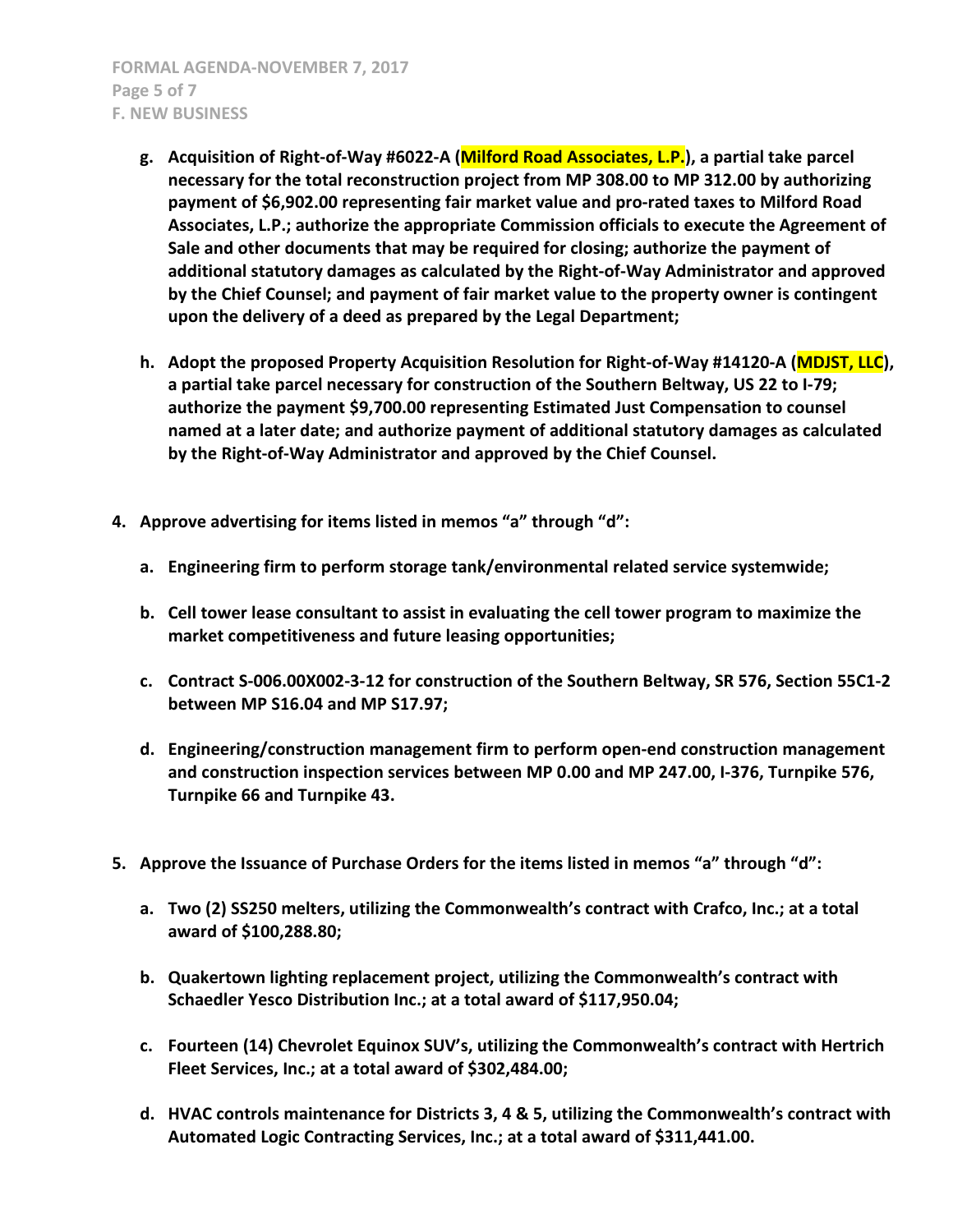**g. Acquisition of Right-of-Way #6022-A (Milford Road Associates, L.P.), a partial take parcel necessary for the total reconstruction project from MP 308.00 to MP 312.00 by authorizing payment of $6,902.00 representing fair market value and pro-rated taxes to Milford Road Associates, L.P.; authorize the appropriate Commission officials to execute the Agreement of Sale and other documents that may be required for closing; authorize the payment of additional statutory damages as calculated by the Right-of-Way Administrator and approved by the Chief Counsel; and payment of fair market value to the property owner is contingent upon the delivery of a deed as prepared by the Legal Department;**

**h. Adopt the proposed Property Acquisition Resolution for Right-of-Way #14120-A (MDJST, LLC), a partial take parcel necessary for construction of the Southern Beltway, US 22 to I-79; authorize the payment $9,700.00 representing Estimated Just Compensation to counsel named at a later date; and authorize payment of additional statutory damages as calculated by the Right-of-Way Administrator and approved by the Chief Counsel.**

**4. Approve advertising for items listed in memos "a" through "d":**

**a. Engineering firm to perform storage tank/environmental related service systemwide;**

**b. Cell tower lease consultant to assist in evaluating the cell tower program to maximize the market competitiveness and future leasing opportunities;**

**c. Contract S-006.00X002-3-12 for construction of the Southern Beltway, SR 576, Section 55C1-2 between MP S16.04 and MP S17.97;**

**d. Engineering/construction management firm to perform open-end construction management and construction inspection services between MP 0.00 and MP 247.00, I-376, Turnpike 576, Turnpike 66 and Turnpike 43.**

**5. Approve the Issuance of Purchase Orders for the items listed in memos "a" through "d":**

**a. Two (2) SS250 melters, utilizing the Commonwealth's contract with Crafco, Inc.; at a total award of $100,288.80;**

**b. Quakertown lighting replacement project, utilizing the Commonwealth's contract with Schaedler Yesco Distribution Inc.; at a total award of $117,950.04;**

**c. Fourteen (14) Chevrolet Equinox SUV's, utilizing the Commonwealth's contract with Hertrich Fleet Services, Inc.; at a total award of $302,484.00;**

**d. HVAC controls maintenance for Districts 3, 4 & 5, utilizing the Commonwealth's contract with Automated Logic Contracting Services, Inc.; at a total award of $311,441.00.**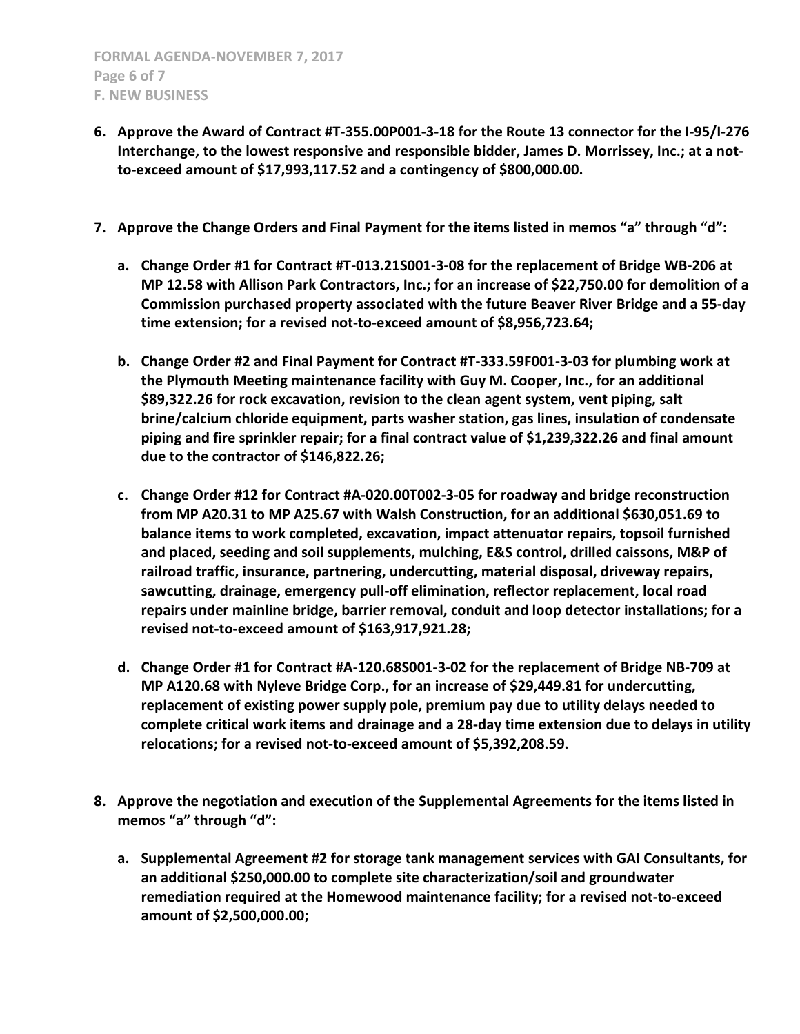6. **Approve the Award of Contract #T-355.00P001-3-18 for the Route 13 connector for the I-95/I-276 Interchange, to the lowest responsive and responsible bidder, James D. Morrissey, Inc.; at a not-to-exceed amount of $17,993,117.52 and a contingency of $800,000.00.**

7. **Approve the Change Orders and Final Payment for the items listed in memos "a" through "d":**

   a. **Change Order #1 for Contract #T-013.21S001-3-08 for the replacement of Bridge WB-206 at MP 12.58 with Allison Park Contractors, Inc.; for an increase of $22,750.00 for demolition of a Commission purchased property associated with the future Beaver River Bridge and a 55-day time extension; for a revised not-to-exceed amount of $8,956,723.64;**

   b. **Change Order #2 and Final Payment for Contract #T-333.59F001-3-03 for plumbing work at the Plymouth Meeting maintenance facility with Guy M. Cooper, Inc., for an additional $89,322.26 for rock excavation, revision to the clean agent system, vent piping, salt brine/calcium chloride equipment, parts washer station, gas lines, insulation of condensate piping and fire sprinkler repair; for a final contract value of $1,239,322.26 and final amount due to the contractor of $146,822.26;**

   c. **Change Order #12 for Contract #A-020.00T002-3-05 for roadway and bridge reconstruction from MP A20.31 to MP A25.67 with Walsh Construction, for an additional $630,051.69 to balance items to work completed, excavation, impact attenuator repairs, topsoil furnished and placed, seeding and soil supplements, mulching, E&S control, drilled caissons, M&P of railroad traffic, insurance, partnering, undercutting, material disposal, driveway repairs, sawcutting, drainage, emergency pull-off elimination, reflector replacement, local road repairs under mainline bridge, barrier removal, conduit and loop detector installations; for a revised not-to-exceed amount of $163,917,921.28;**

   d. **Change Order #1 for Contract #A-120.68S001-3-02 for the replacement of Bridge NB-709 at MP A120.68 with Nyleve Bridge Corp., for an increase of $29,449.81 for undercutting, replacement of existing power supply pole, premium pay due to utility delays needed to complete critical work items and drainage and a 28-day time extension due to delays in utility relocations; for a revised not-to-exceed amount of $5,392,208.59.**

8. **Approve the negotiation and execution of the Supplemental Agreements for the items listed in memos "a" through "d":**

   a. **Supplemental Agreement #2 for storage tank management services with GAI Consultants, for an additional $250,000.00 to complete site characterization/soil and groundwater remediation required at the Homewood maintenance facility; for a revised not-to-exceed amount of $2,500,000.00;**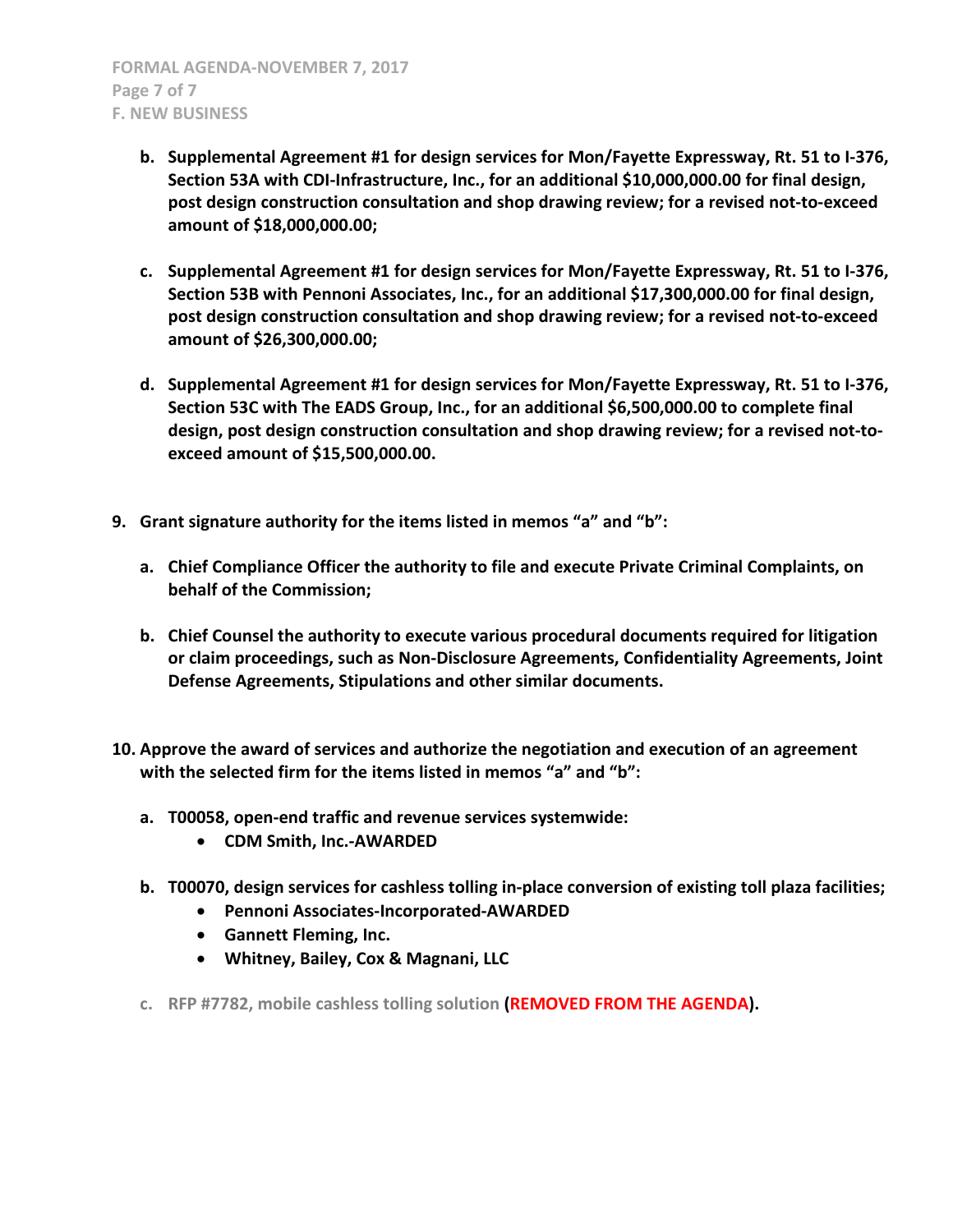- b. **Supplemental Agreement #1 for design services for Mon/Fayette Expressway, Rt. 51 to I-376, Section 53A with CDI-Infrastructure, Inc., for an additional $10,000,000.00 for final design, post design construction consultation and shop drawing review; for a revised not-to-exceed amount of $18,000,000.00;**

- c. **Supplemental Agreement #1 for design services for Mon/Fayette Expressway, Rt. 51 to I-376, Section 53B with Pennoni Associates, Inc., for an additional $17,300,000.00 for final design, post design construction consultation and shop drawing review; for a revised not-to-exceed amount of $26,300,000.00;**

- d. **Supplemental Agreement #1 for design services for Mon/Fayette Expressway, Rt. 51 to I-376, Section 53C with The EADS Group, Inc., for an additional $6,500,000.00 to complete final design, post design construction consultation and shop drawing review; for a revised not-to-exceed amount of $15,500,000.00.**

9. **Grant signature authority for the items listed in memos "a" and "b":**

   a. **Chief Compliance Officer the authority to file and execute Private Criminal Complaints, on behalf of the Commission;**

   b. **Chief Counsel the authority to execute various procedural documents required for litigation or claim proceedings, such as Non-Disclosure Agreements, Confidentiality Agreements, Joint Defense Agreements, Stipulations and other similar documents.**

10. **Approve the award of services and authorize the negotiation and execution of an agreement with the selected firm for the items listed in memos "a" and "b":**

    a. **T00058, open-end traffic and revenue services systemwide:**
       - **CDM Smith, Inc.-AWARDED**

    b. **T00070, design services for cashless tolling in-place conversion of existing toll plaza facilities;**
       - **Pennoni Associates-Incorporated-AWARDED**
       - **Gannett Fleming, Inc.**
       - **Whitney, Bailey, Cox & Magnani, LLC**

    c. **RFP #7782, mobile cashless tolling solution (REMOVED FROM THE AGENDA).**